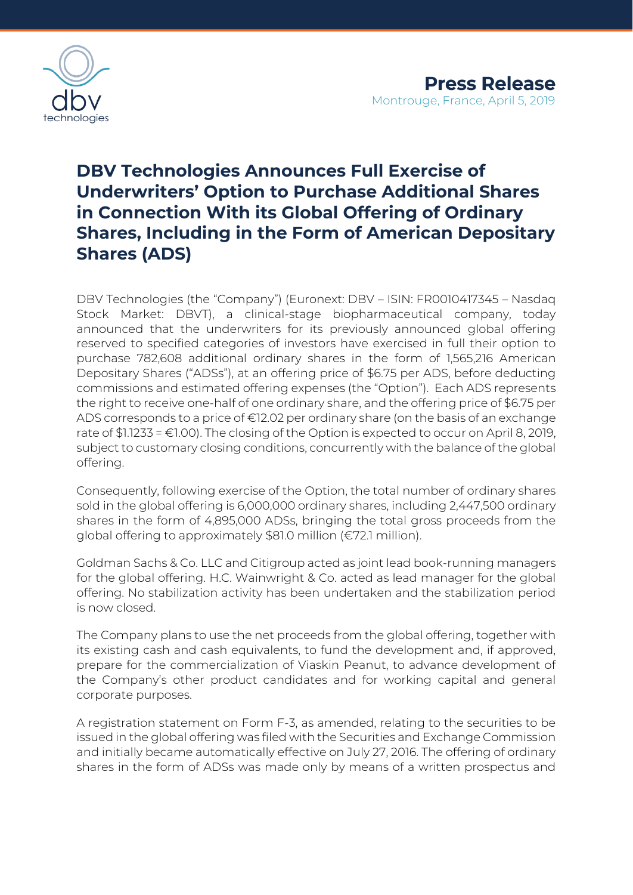**Press Release**
Montrouge, France, April 5, 2019

# DBV Technologies Announces Full Exercise of Underwriters' Option to Purchase Additional Shares in Connection With its Global Offering of Ordinary Shares, Including in the Form of American Depositary Shares (ADS)

DBV Technologies (the "Company") (Euronext: DBV – ISIN: FR0010417345 – Nasdaq Stock Market: DBVT), a clinical-stage biopharmaceutical company, today announced that the underwriters for its previously announced global offering reserved to specified categories of investors have exercised in full their option to purchase 782,608 additional ordinary shares in the form of 1,565,216 American Depositary Shares ("ADSs"), at an offering price of $6.75 per ADS, before deducting commissions and estimated offering expenses (the "Option"). Each ADS represents the right to receive one-half of one ordinary share, and the offering price of $6.75 per ADS corresponds to a price of €12.02 per ordinary share (on the basis of an exchange rate of $1.1233 = €1.00). The closing of the Option is expected to occur on April 8, 2019, subject to customary closing conditions, concurrently with the balance of the global offering.

Consequently, following exercise of the Option, the total number of ordinary shares sold in the global offering is 6,000,000 ordinary shares, including 2,447,500 ordinary shares in the form of 4,895,000 ADSs, bringing the total gross proceeds from the global offering to approximately $81.0 million (€72.1 million).

Goldman Sachs & Co. LLC and Citigroup acted as joint lead book-running managers for the global offering. H.C. Wainwright & Co. acted as lead manager for the global offering. No stabilization activity has been undertaken and the stabilization period is now closed.

The Company plans to use the net proceeds from the global offering, together with its existing cash and cash equivalents, to fund the development and, if approved, prepare for the commercialization of Viaskin Peanut, to advance development of the Company's other product candidates and for working capital and general corporate purposes.

A registration statement on Form F-3, as amended, relating to the securities to be issued in the global offering was filed with the Securities and Exchange Commission and initially became automatically effective on July 27, 2016. The offering of ordinary shares in the form of ADSs was made only by means of a written prospectus and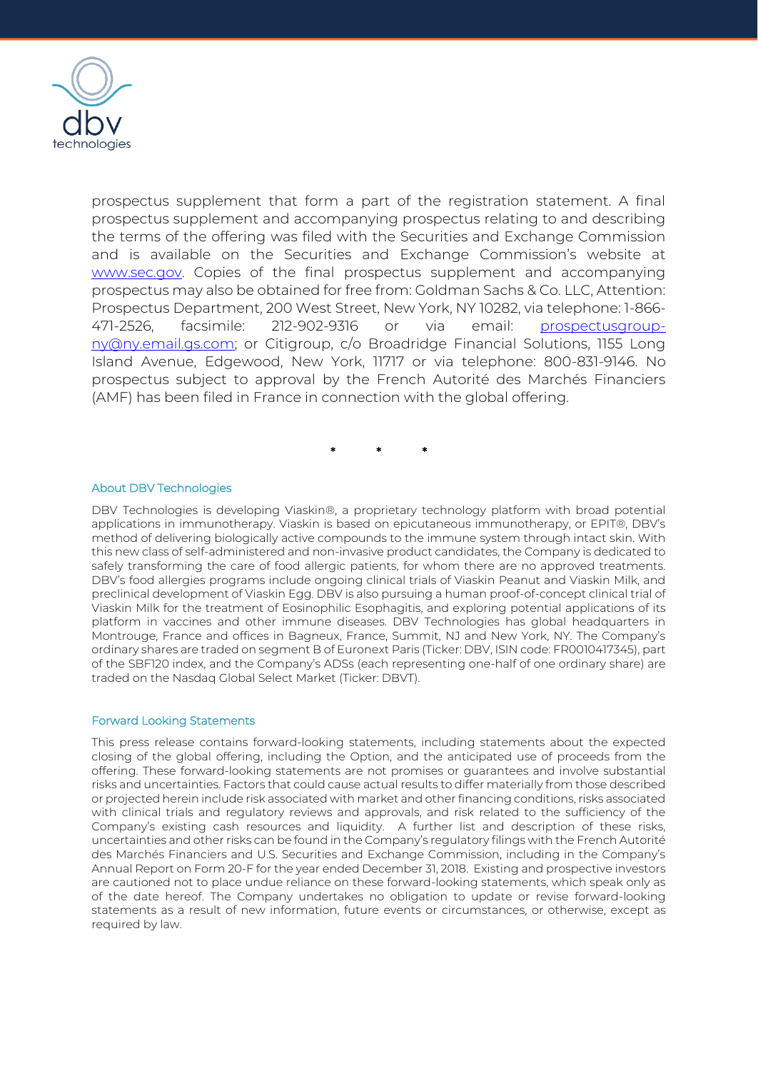prospectus supplement that form a part of the registration statement. A final prospectus supplement and accompanying prospectus relating to and describing the terms of the offering was filed with the Securities and Exchange Commission and is available on the Securities and Exchange Commission's website at www.sec.gov. Copies of the final prospectus supplement and accompanying prospectus may also be obtained for free from: Goldman Sachs & Co. LLC, Attention: Prospectus Department, 200 West Street, New York, NY 10282, via telephone: 1-866-471-2526, facsimile: 212-902-9316 or via email: prospectusgroup-ny@ny.email.gs.com; or Citigroup, c/o Broadridge Financial Solutions, 1155 Long Island Avenue, Edgewood, New York, 11717 or via telephone: 800-831-9146. No prospectus subject to approval by the French Autorité des Marchés Financiers (AMF) has been filed in France in connection with the global offering.

\* \* \*

### About DBV Technologies

DBV Technologies is developing Viaskin®, a proprietary technology platform with broad potential applications in immunotherapy. Viaskin is based on epicutaneous immunotherapy, or EPIT®, DBV's method of delivering biologically active compounds to the immune system through intact skin. With this new class of self-administered and non-invasive product candidates, the Company is dedicated to safely transforming the care of food allergic patients, for whom there are no approved treatments. DBV's food allergies programs include ongoing clinical trials of Viaskin Peanut and Viaskin Milk, and preclinical development of Viaskin Egg. DBV is also pursuing a human proof-of-concept clinical trial of Viaskin Milk for the treatment of Eosinophilic Esophagitis, and exploring potential applications of its platform in vaccines and other immune diseases. DBV Technologies has global headquarters in Montrouge, France and offices in Bagneux, France, Summit, NJ and New York, NY. The Company's ordinary shares are traded on segment B of Euronext Paris (Ticker: DBV, ISIN code: FR0010417345), part of the SBF120 index, and the Company's ADSs (each representing one-half of one ordinary share) are traded on the Nasdaq Global Select Market (Ticker: DBVT).

### Forward Looking Statements

This press release contains forward-looking statements, including statements about the expected closing of the global offering, including the Option, and the anticipated use of proceeds from the offering. These forward-looking statements are not promises or guarantees and involve substantial risks and uncertainties. Factors that could cause actual results to differ materially from those described or projected herein include risk associated with market and other financing conditions, risks associated with clinical trials and regulatory reviews and approvals, and risk related to the sufficiency of the Company's existing cash resources and liquidity. A further list and description of these risks, uncertainties and other risks can be found in the Company's regulatory filings with the French Autorité des Marchés Financiers and U.S. Securities and Exchange Commission, including in the Company's Annual Report on Form 20-F for the year ended December 31, 2018. Existing and prospective investors are cautioned not to place undue reliance on these forward-looking statements, which speak only as of the date hereof. The Company undertakes no obligation to update or revise forward-looking statements as a result of new information, future events or circumstances, or otherwise, except as required by law.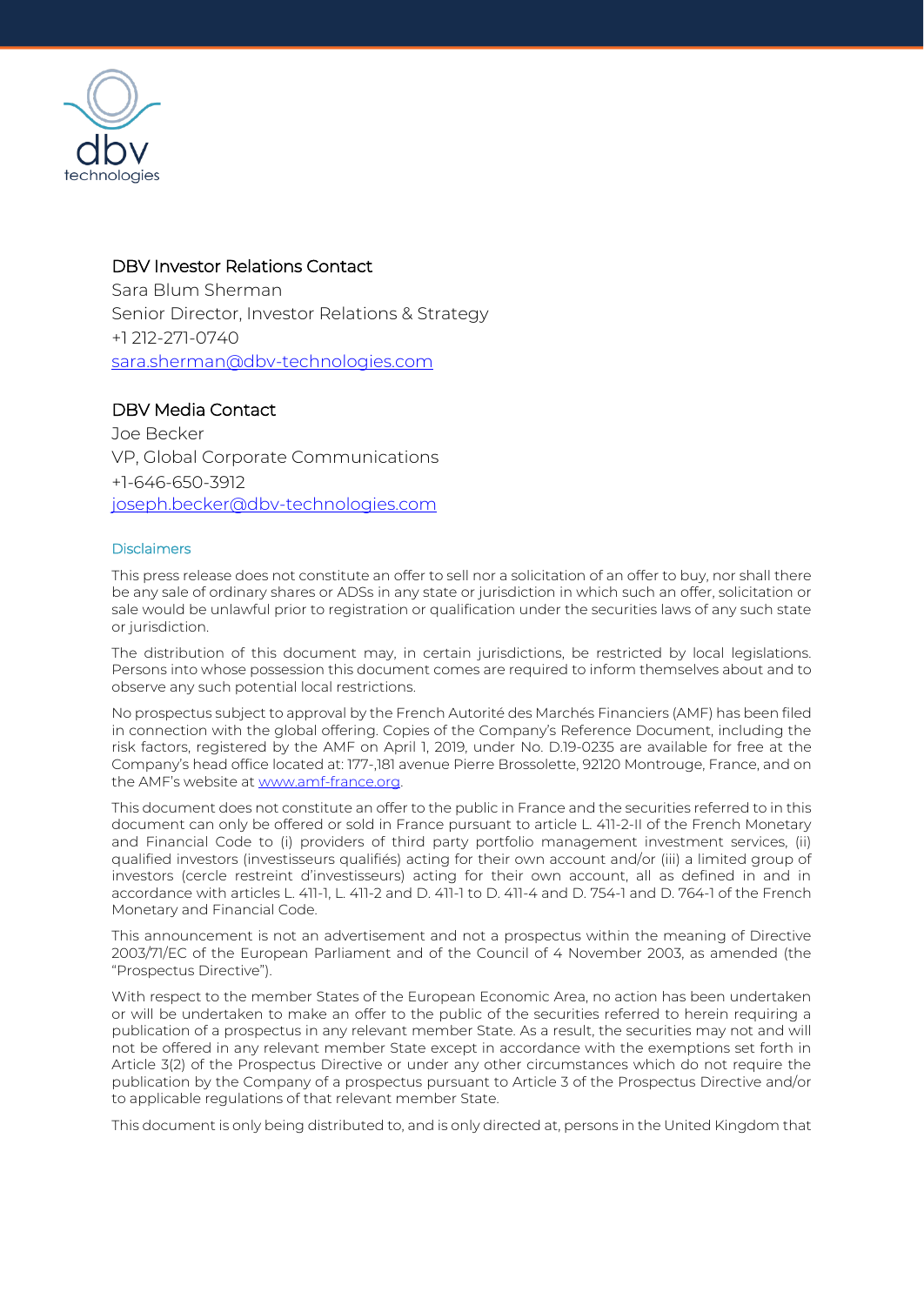### DBV Investor Relations Contact

Sara Blum Sherman
Senior Director, Investor Relations & Strategy
+1 212-271-0740
sara.sherman@dbv-technologies.com

### DBV Media Contact

Joe Becker
VP, Global Corporate Communications
+1-646-650-3912
joseph.becker@dbv-technologies.com

#### Disclaimers

This press release does not constitute an offer to sell nor a solicitation of an offer to buy, nor shall there be any sale of ordinary shares or ADSs in any state or jurisdiction in which such an offer, solicitation or sale would be unlawful prior to registration or qualification under the securities laws of any such state or jurisdiction.

The distribution of this document may, in certain jurisdictions, be restricted by local legislations. Persons into whose possession this document comes are required to inform themselves about and to observe any such potential local restrictions.

No prospectus subject to approval by the French Autorité des Marchés Financiers (AMF) has been filed in connection with the global offering. Copies of the Company's Reference Document, including the risk factors, registered by the AMF on April 1, 2019, under No. D.19-0235 are available for free at the Company's head office located at: 177-,181 avenue Pierre Brossolette, 92120 Montrouge, France, and on the AMF's website at www.amf-france.org.

This document does not constitute an offer to the public in France and the securities referred to in this document can only be offered or sold in France pursuant to article L. 411-2-II of the French Monetary and Financial Code to (i) providers of third party portfolio management investment services, (ii) qualified investors (investisseurs qualifiés) acting for their own account and/or (iii) a limited group of investors (cercle restreint d'investisseurs) acting for their own account, all as defined in and in accordance with articles L. 411-1, L. 411-2 and D. 411-1 to D. 411-4 and D. 754-1 and D. 764-1 of the French Monetary and Financial Code.

This announcement is not an advertisement and not a prospectus within the meaning of Directive 2003/71/EC of the European Parliament and of the Council of 4 November 2003, as amended (the "Prospectus Directive").

With respect to the member States of the European Economic Area, no action has been undertaken or will be undertaken to make an offer to the public of the securities referred to herein requiring a publication of a prospectus in any relevant member State. As a result, the securities may not and will not be offered in any relevant member State except in accordance with the exemptions set forth in Article 3(2) of the Prospectus Directive or under any other circumstances which do not require the publication by the Company of a prospectus pursuant to Article 3 of the Prospectus Directive and/or to applicable regulations of that relevant member State.

This document is only being distributed to, and is only directed at, persons in the United Kingdom that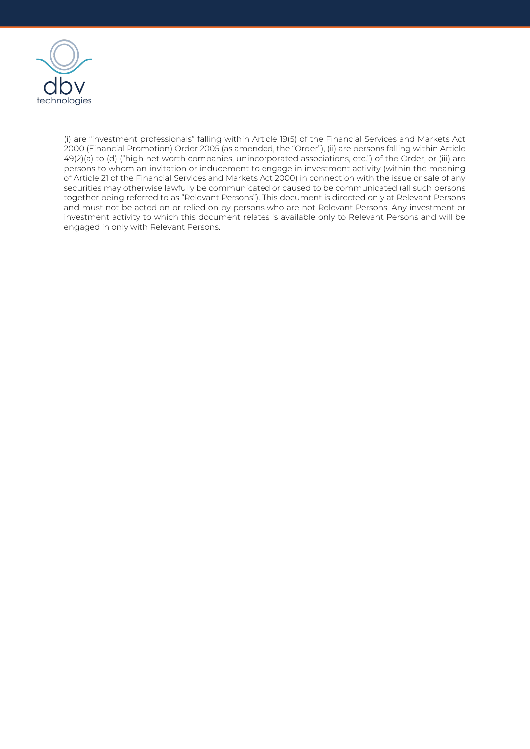(i) are "investment professionals" falling within Article 19(5) of the Financial Services and Markets Act 2000 (Financial Promotion) Order 2005 (as amended, the "Order"), (ii) are persons falling within Article 49(2)(a) to (d) ("high net worth companies, unincorporated associations, etc.") of the Order, or (iii) are persons to whom an invitation or inducement to engage in investment activity (within the meaning of Article 21 of the Financial Services and Markets Act 2000) in connection with the issue or sale of any securities may otherwise lawfully be communicated or caused to be communicated (all such persons together being referred to as "Relevant Persons"). This document is directed only at Relevant Persons and must not be acted on or relied on by persons who are not Relevant Persons. Any investment or investment activity to which this document relates is available only to Relevant Persons and will be engaged in only with Relevant Persons.